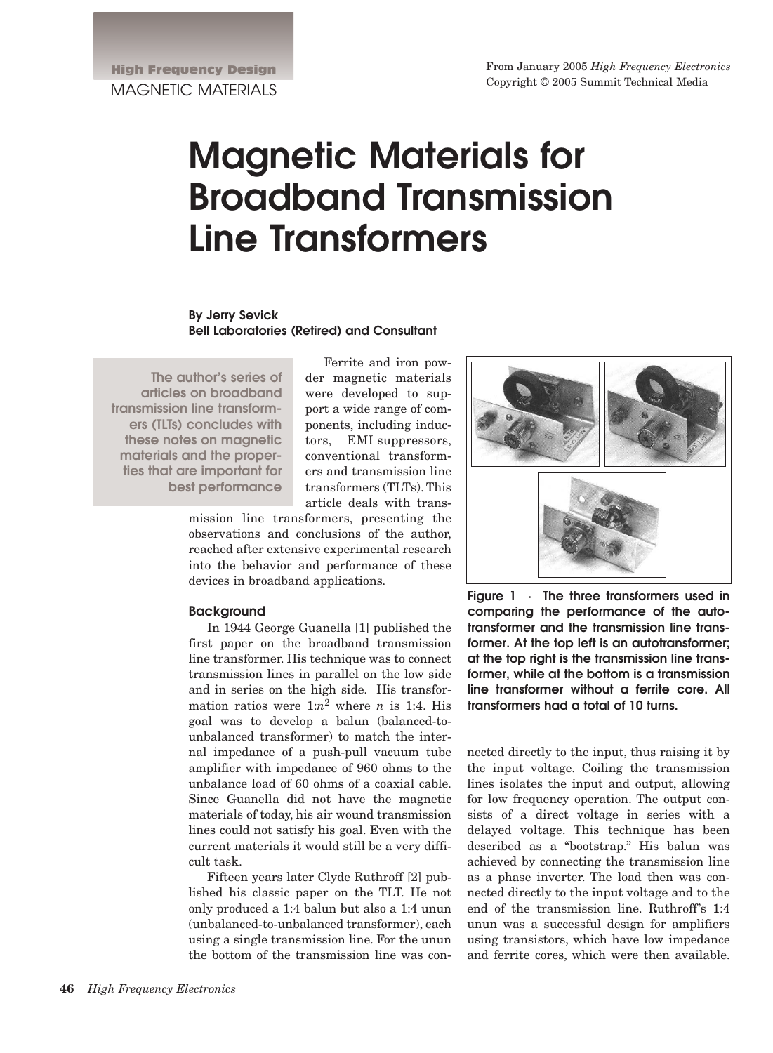# Magnetic Materials for Broadband Transmission Line Transformers

**By Jerry Sevick**
**Bell Laboratories (Retired) and Consultant**

**The author's series of articles on broadband transmission line transformers (TLTs) concludes with these notes on magnetic materials and the properties that are important for best performance**

Ferrite and iron powder magnetic materials were developed to support a wide range of components, including inductors, EMI suppressors, conventional transformers and transmission line transformers (TLTs). This article deals with transmission line transformers, presenting the observations and conclusions of the author, reached after extensive experimental research into the behavior and performance of these devices in broadband applications.

Figure 1 · The three transformers used in comparing the performance of the autotransformer and the transmission line transformer. At the top left is an autotransformer; at the top right is the transmission line transformer, while at the bottom is a transmission line transformer without a ferrite core. All transformers had a total of 10 turns.

## Background

In 1944 George Guanella [1] published the first paper on the broadband transmission line transformer. His technique was to connect transmission lines in parallel on the low side and in series on the high side. His transformation ratios were 1:$n^2$ where $n$ is 1:4. His goal was to develop a balun (balanced-to-unbalanced transformer) to match the internal impedance of a push-pull vacuum tube amplifier with impedance of 960 ohms to the unbalance load of 60 ohms of a coaxial cable. Since Guanella did not have the magnetic materials of today, his air wound transmission lines could not satisfy his goal. Even with the current materials it would still be a very difficult task.

Fifteen years later Clyde Ruthroff [2] published his classic paper on the TLT. He not only produced a 1:4 balun but also a 1:4 unun (unbalanced-to-unbalanced transformer), each using a single transmission line. For the unun the bottom of the transmission line was connected directly to the input, thus raising it by the input voltage. Coiling the transmission lines isolates the input and output, allowing for low frequency operation. The output consists of a direct voltage in series with a delayed voltage. This technique has been described as a "bootstrap." His balun was achieved by connecting the transmission line as a phase inverter. The load then was connected directly to the input voltage and to the end of the transmission line. Ruthroff's 1:4 unun was a successful design for amplifiers using transistors, which have low impedance and ferrite cores, which were then available.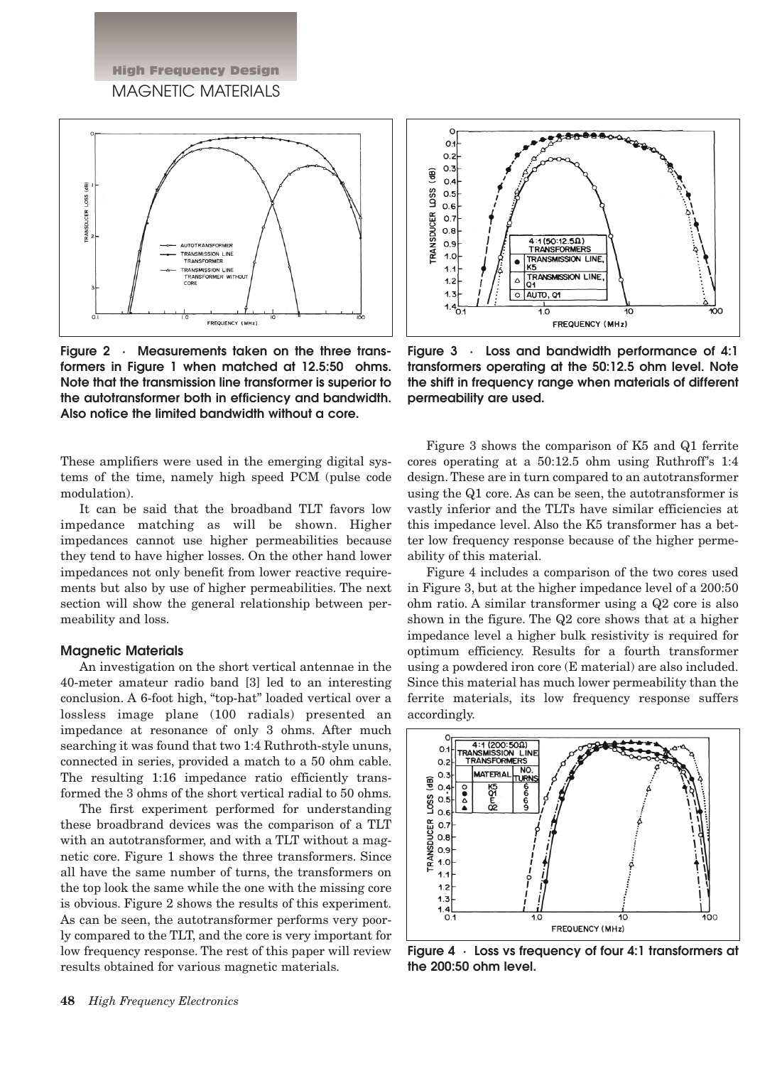Figure 2 · Measurements taken on the three transformers in Figure 1 when matched at 12.5:50 ohms. Note that the transmission line transformer is superior to the autotransformer both in efficiency and bandwidth. Also notice the limited bandwidth without a core.

Figure 3 · Loss and bandwidth performance of 4:1 transformers operating at the 50:12.5 ohm level. Note the shift in frequency range when materials of different permeability are used.

These amplifiers were used in the emerging digital systems of the time, namely high speed PCM (pulse code modulation).

It can be said that the broadband TLT favors low impedance matching as will be shown. Higher impedances cannot use higher permeabilities because they tend to have higher losses. On the other hand lower impedances not only benefit from lower reactive requirements but also by use of higher permeabilities. The next section will show the general relationship between permeability and loss.

### Magnetic Materials

An investigation on the short vertical antennae in the 40-meter amateur radio band [3] led to an interesting conclusion. A 6-foot high, "top-hat" loaded vertical over a lossless image plane (100 radials) presented an impedance at resonance of only 3 ohms. After much searching it was found that two 1:4 Ruthroth-style ununs, connected in series, provided a match to a 50 ohm cable. The resulting 1:16 impedance ratio efficiently transformed the 3 ohms of the short vertical radial to 50 ohms.

The first experiment performed for understanding these broadbrand devices was the comparison of a TLT with an autotransformer, and with a TLT without a magnetic core. Figure 1 shows the three transformers. Since all have the same number of turns, the transformers on the top look the same while the one with the missing core is obvious. Figure 2 shows the results of this experiment. As can be seen, the autotransformer performs very poorly compared to the TLT, and the core is very important for low frequency response. The rest of this paper will review results obtained for various magnetic materials.

Figure 3 shows the comparison of K5 and Q1 ferrite cores operating at a 50:12.5 ohm using Ruthroff's 1:4 design. These are in turn compared to an autotransformer using the Q1 core. As can be seen, the autotransformer is vastly inferior and the TLTs have similar efficiencies at this impedance level. Also the K5 transformer has a better low frequency response because of the higher permeability of this material.

Figure 4 includes a comparison of the two cores used in Figure 3, but at the higher impedance level of a 200:50 ohm ratio. A similar transformer using a Q2 core is also shown in the figure. The Q2 core shows that at a higher impedance level a higher bulk resistivity is required for optimum efficiency. Results for a fourth transformer using a powdered iron core (E material) are also included. Since this material has much lower permeability than the ferrite materials, its low frequency response suffers accordingly.

Figure 4 · Loss vs frequency of four 4:1 transformers at the 200:50 ohm level.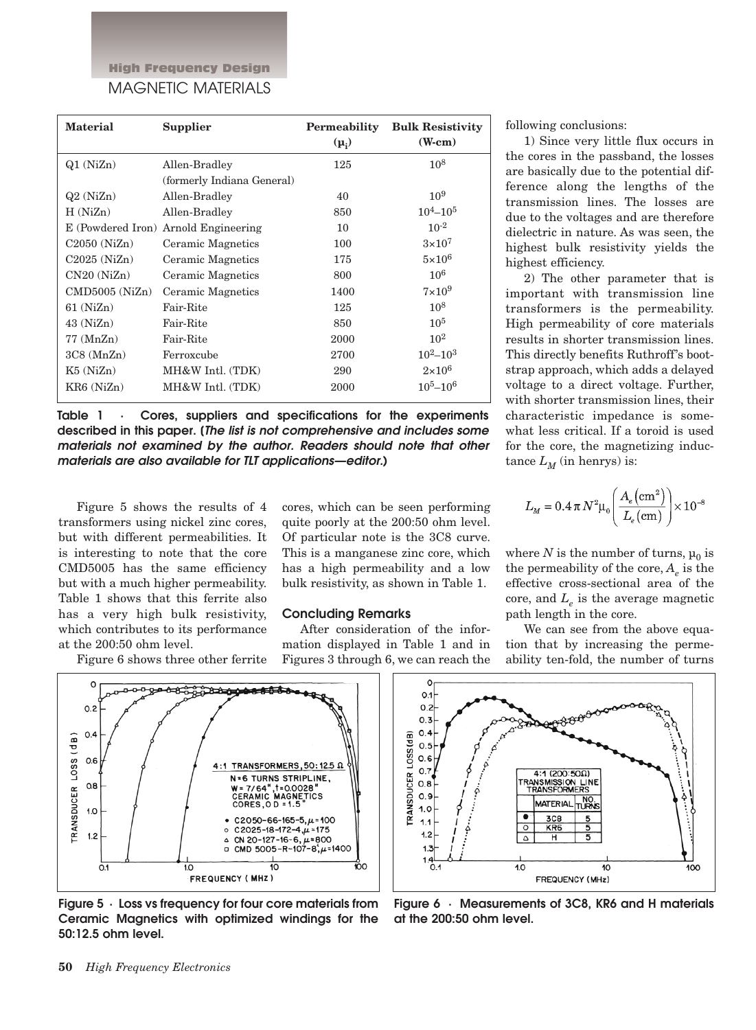| Material | Supplier | Permeability ($\mu_i$) | Bulk Resistivity (W-cm) |
|---|---|---|---|
| Q1 (NiZn) | Allen-Bradley (formerly Indiana General) | 125 | $10^8$ |
| Q2 (NiZn) | Allen-Bradley | 40 | $10^9$ |
| H (NiZn) | Allen-Bradley | 850 | $10^4$–$10^5$ |
| E (Powdered Iron) | Arnold Engineering | 10 | $10^{-2}$ |
| C2050 (NiZn) | Ceramic Magnetics | 100 | $3 \times 10^7$ |
| C2025 (NiZn) | Ceramic Magnetics | 175 | $5 \times 10^6$ |
| CN20 (NiZn) | Ceramic Magnetics | 800 | $10^6$ |
| CMD5005 (NiZn) | Ceramic Magnetics | 1400 | $7 \times 10^9$ |
| 61 (NiZn) | Fair-Rite | 125 | $10^8$ |
| 43 (NiZn) | Fair-Rite | 850 | $10^5$ |
| 77 (MnZn) | Fair-Rite | 2000 | $10^2$ |
| 3C8 (MnZn) | Ferroxcube | 2700 | $10^2$–$10^3$ |
| K5 (NiZn) | MH&W Intl. (TDK) | 290 | $2 \times 10^6$ |
| KR6 (NiZn) | MH&W Intl. (TDK) | 2000 | $10^5$–$10^6$ |

**Table 1 · Cores, suppliers and specifications for the experiments described in this paper. (*The list is not comprehensive and includes some materials not examined by the author. Readers should note that other materials are also available for TLT applications—editor.*)**

Figure 5 shows the results of 4 transformers using nickel zinc cores, but with different permeabilities. It is interesting to note that the core CMD5005 has the same efficiency but with a much higher permeability. Table 1 shows that this ferrite also has a very high bulk resistivity, which contributes to its performance at the 200:50 ohm level.

Figure 6 shows three other ferrite cores, which can be seen performing quite poorly at the 200:50 ohm level. Of particular note is the 3C8 curve. This is a manganese zinc core, which has a high permeability and a low bulk resistivity, as shown in Table 1.

## Concluding Remarks

After consideration of the information displayed in Table 1 and in Figures 3 through 6, we can reach the following conclusions:

1) Since very little flux occurs in the cores in the passband, the losses are basically due to the potential difference along the lengths of the transmission lines. The losses are due to the voltages and are therefore dielectric in nature. As was seen, the highest bulk resistivity yields the highest efficiency.

2) The other parameter that is important with transmission line transformers is the permeability. High permeability of core materials results in shorter transmission lines. This directly benefits Ruthroff's bootstrap approach, which adds a delayed voltage to a direct voltage. Further, with shorter transmission lines, their characteristic impedance is somewhat less critical. If a toroid is used for the core, the magnetizing inductance $L_M$ (in henrys) is:

$$L_M = 0.4\,\pi\,N^2\mu_0\left(\frac{A_e\left(\text{cm}^2\right)}{L_e\left(\text{cm}\right)}\right)\times 10^{-8}$$

where $N$ is the number of turns, $\mu_0$ is the permeability of the core, $A_e$ is the effective cross-sectional area of the core, and $L_e$ is the average magnetic path length in the core.

We can see from the above equation that by increasing the permeability ten-fold, the number of turns

**Figure 5 · Loss vs frequency for four core materials from Ceramic Magnetics with optimized windings for the 50:12.5 ohm level.**

**Figure 6 · Measurements of 3C8, KR6 and H materials at the 200:50 ohm level.**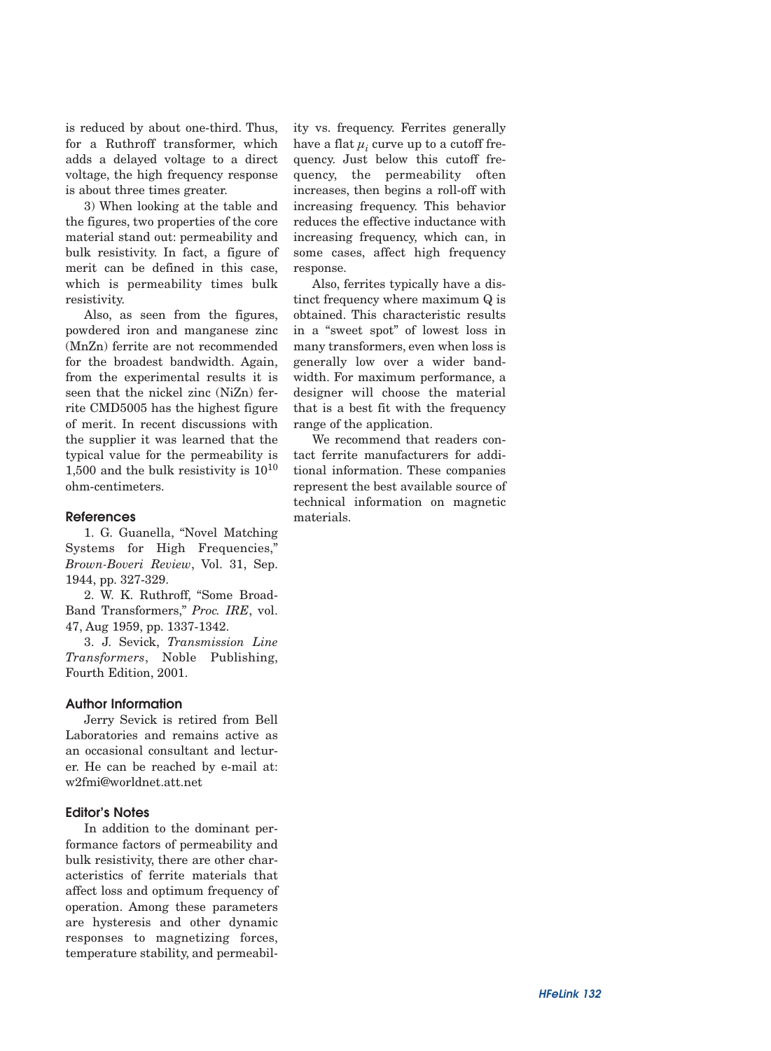is reduced by about one-third. Thus, for a Ruthroff transformer, which adds a delayed voltage to a direct voltage, the high frequency response is about three times greater.

3) When looking at the table and the figures, two properties of the core material stand out: permeability and bulk resistivity. In fact, a figure of merit can be defined in this case, which is permeability times bulk resistivity.

Also, as seen from the figures, powdered iron and manganese zinc (MnZn) ferrite are not recommended for the broadest bandwidth. Again, from the experimental results it is seen that the nickel zinc (NiZn) ferrite CMD5005 has the highest figure of merit. In recent discussions with the supplier it was learned that the typical value for the permeability is 1,500 and the bulk resistivity is $10^{10}$ ohm-centimeters.

## References

1. G. Guanella, "Novel Matching Systems for High Frequencies," *Brown-Boveri Review*, Vol. 31, Sep. 1944, pp. 327-329.

2. W. K. Ruthroff, "Some Broad-Band Transformers," *Proc. IRE*, vol. 47, Aug 1959, pp. 1337-1342.

3. J. Sevick, *Transmission Line Transformers*, Noble Publishing, Fourth Edition, 2001.

## Author Information

Jerry Sevick is retired from Bell Laboratories and remains active as an occasional consultant and lecturer. He can be reached by e-mail at: w2fmi@worldnet.att.net

## Editor's Notes

In addition to the dominant performance factors of permeability and bulk resistivity, there are other characteristics of ferrite materials that affect loss and optimum frequency of operation. Among these parameters are hysteresis and other dynamic responses to magnetizing forces, temperature stability, and permeability vs. frequency. Ferrites generally have a flat $\mu_i$ curve up to a cutoff frequency. Just below this cutoff frequency, the permeability often increases, then begins a roll-off with increasing frequency. This behavior reduces the effective inductance with increasing frequency, which can, in some cases, affect high frequency response.

Also, ferrites typically have a distinct frequency where maximum Q is obtained. This characteristic results in a "sweet spot" of lowest loss in many transformers, even when loss is generally low over a wider bandwidth. For maximum performance, a designer will choose the material that is a best fit with the frequency range of the application.

We recommend that readers contact ferrite manufacturers for additional information. These companies represent the best available source of technical information on magnetic materials.